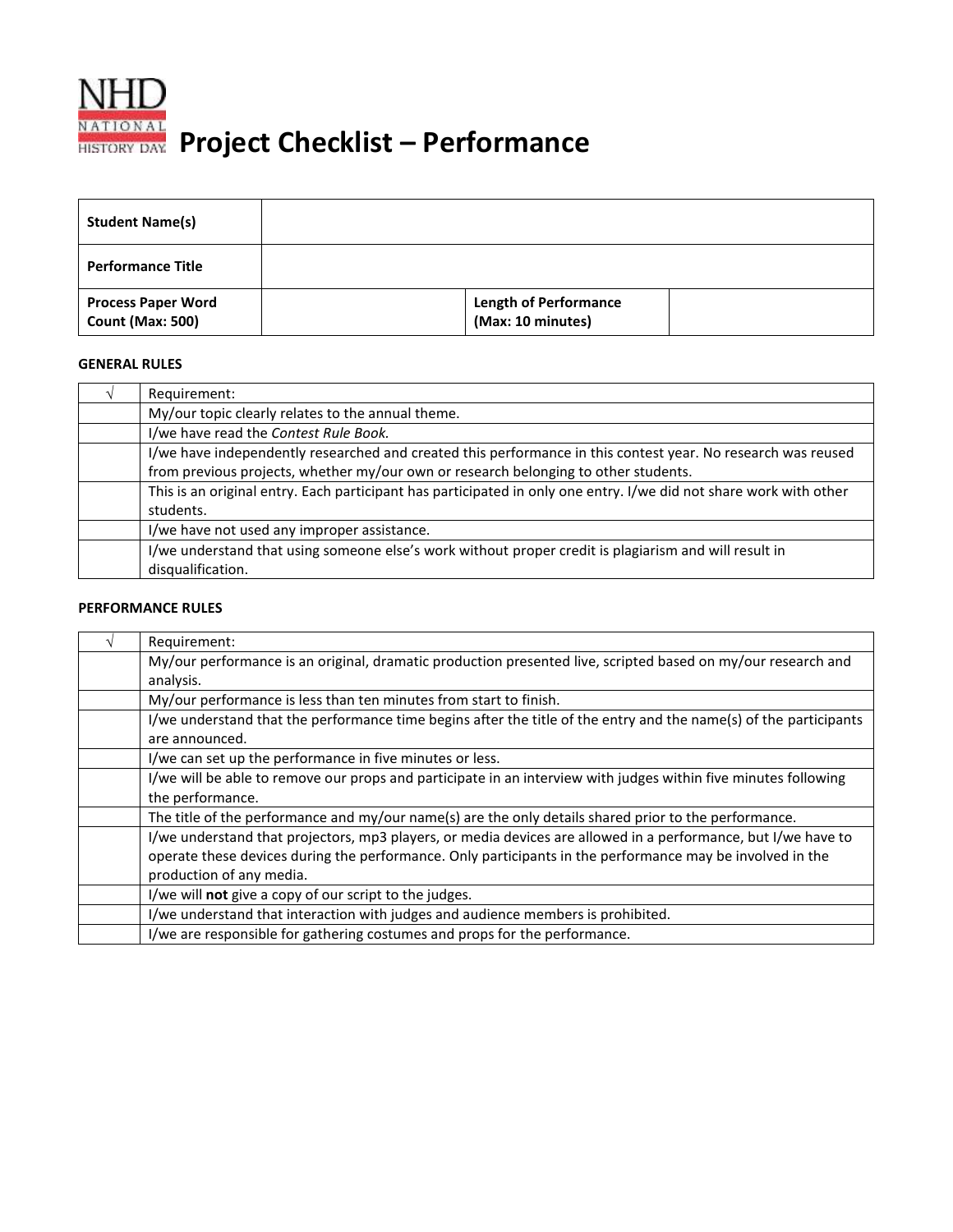# Project Checklist – Performance

| Student Name(s) | | | |
|---|---|---|---|
| **Performance Title** | | | |
| **Process Paper Word Count (Max: 500)** | | **Length of Performance (Max: 10 minutes)** | |

**GENERAL RULES**

| √ | Requirement: |
|---|---|
| | My/our topic clearly relates to the annual theme. |
| | I/we have read the *Contest Rule Book.* |
| | I/we have independently researched and created this performance in this contest year. No research was reused from previous projects, whether my/our own or research belonging to other students. |
| | This is an original entry. Each participant has participated in only one entry. I/we did not share work with other students. |
| | I/we have not used any improper assistance. |
| | I/we understand that using someone else's work without proper credit is plagiarism and will result in disqualification. |

**PERFORMANCE RULES**

| √ | Requirement: |
|---|---|
| | My/our performance is an original, dramatic production presented live, scripted based on my/our research and analysis. |
| | My/our performance is less than ten minutes from start to finish. |
| | I/we understand that the performance time begins after the title of the entry and the name(s) of the participants are announced. |
| | I/we can set up the performance in five minutes or less. |
| | I/we will be able to remove our props and participate in an interview with judges within five minutes following the performance. |
| | The title of the performance and my/our name(s) are the only details shared prior to the performance. |
| | I/we understand that projectors, mp3 players, or media devices are allowed in a performance, but I/we have to operate these devices during the performance. Only participants in the performance may be involved in the production of any media. |
| | I/we will **not** give a copy of our script to the judges. |
| | I/we understand that interaction with judges and audience members is prohibited. |
| | I/we are responsible for gathering costumes and props for the performance. |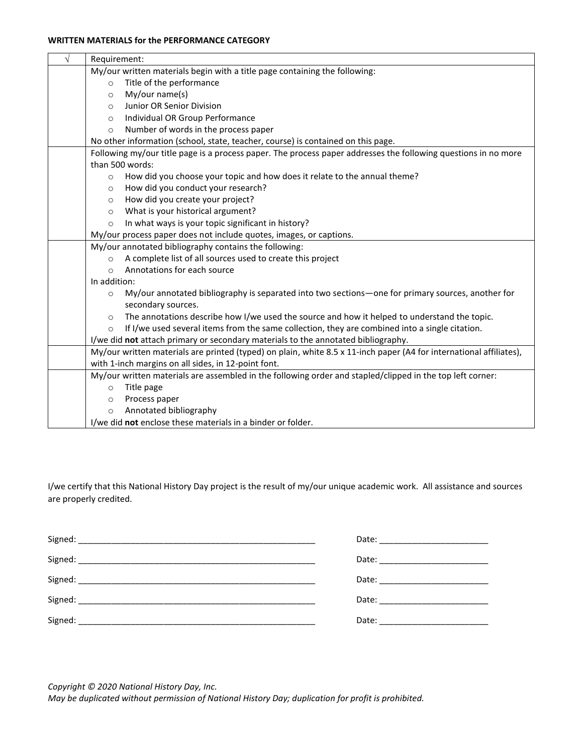**WRITTEN MATERIALS for the PERFORMANCE CATEGORY**

| √ | Requirement: |
|---|---|
| | My/our written materials begin with a title page containing the following:<br>○ Title of the performance<br>○ My/our name(s)<br>○ Junior OR Senior Division<br>○ Individual OR Group Performance<br>○ Number of words in the process paper<br>No other information (school, state, teacher, course) is contained on this page. |
| | Following my/our title page is a process paper. The process paper addresses the following questions in no more than 500 words:<br>○ How did you choose your topic and how does it relate to the annual theme?<br>○ How did you conduct your research?<br>○ How did you create your project?<br>○ What is your historical argument?<br>○ In what ways is your topic significant in history?<br>My/our process paper does not include quotes, images, or captions. |
| | My/our annotated bibliography contains the following:<br>○ A complete list of all sources used to create this project<br>○ Annotations for each source<br>In addition:<br>○ My/our annotated bibliography is separated into two sections—one for primary sources, another for secondary sources.<br>○ The annotations describe how I/we used the source and how it helped to understand the topic.<br>○ If I/we used several items from the same collection, they are combined into a single citation.<br>I/we did **not** attach primary or secondary materials to the annotated bibliography. |
| | My/our written materials are printed (typed) on plain, white 8.5 x 11-inch paper (A4 for international affiliates), with 1-inch margins on all sides, in 12-point font. |
| | My/our written materials are assembled in the following order and stapled/clipped in the top left corner:<br>○ Title page<br>○ Process paper<br>○ Annotated bibliography<br>I/we did **not** enclose these materials in a binder or folder. |

I/we certify that this National History Day project is the result of my/our unique academic work. All assistance and sources are properly credited.

Signed: ____________________________________________________ Date: ________________________

Signed: ____________________________________________________ Date: ________________________

Signed: ____________________________________________________ Date: ________________________

Signed: ____________________________________________________ Date: ________________________

Signed: ____________________________________________________ Date: ________________________

*Copyright © 2020 National History Day, Inc.*
*May be duplicated without permission of National History Day; duplication for profit is prohibited.*